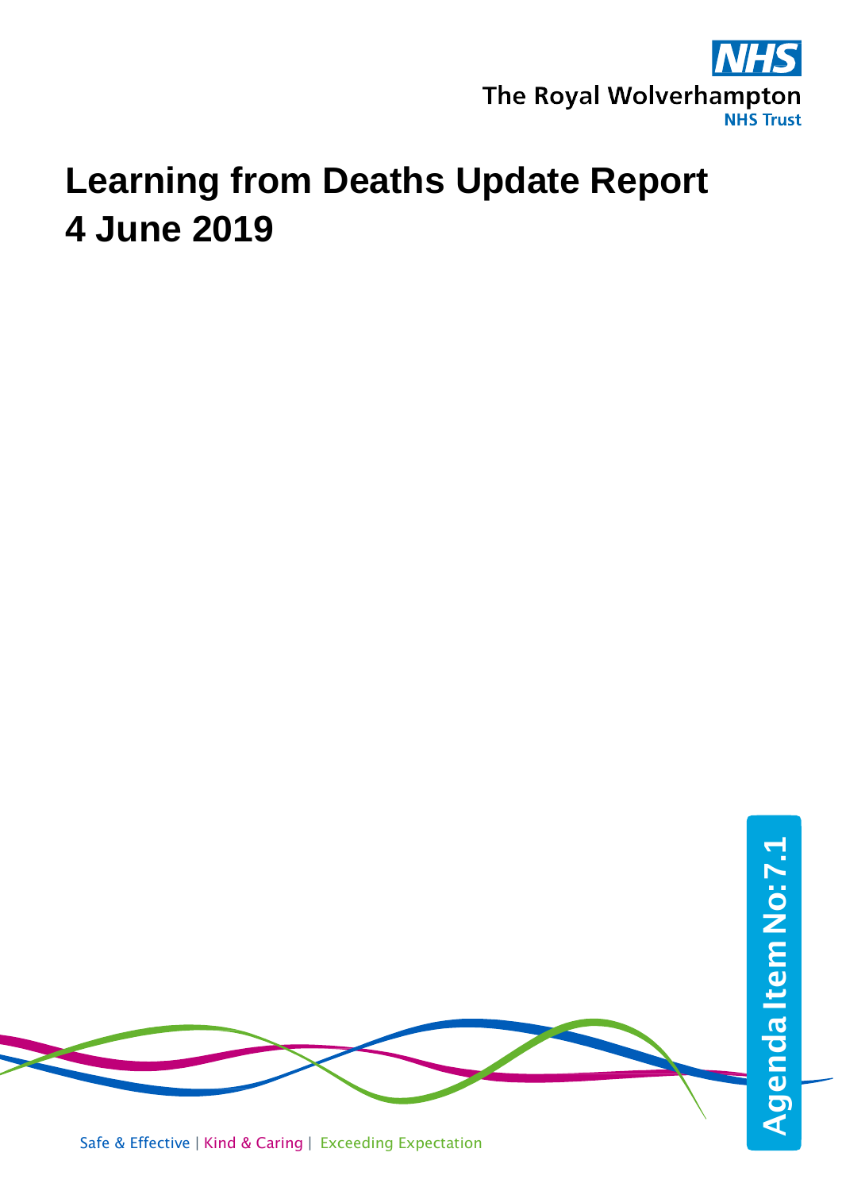The Royal Wolverhampton NHS Trust

# Learning from Deaths Update Report
# 4 June 2019

Agenda Item No: 7.1

Safe & Effective | Kind & Caring | Exceeding Expectation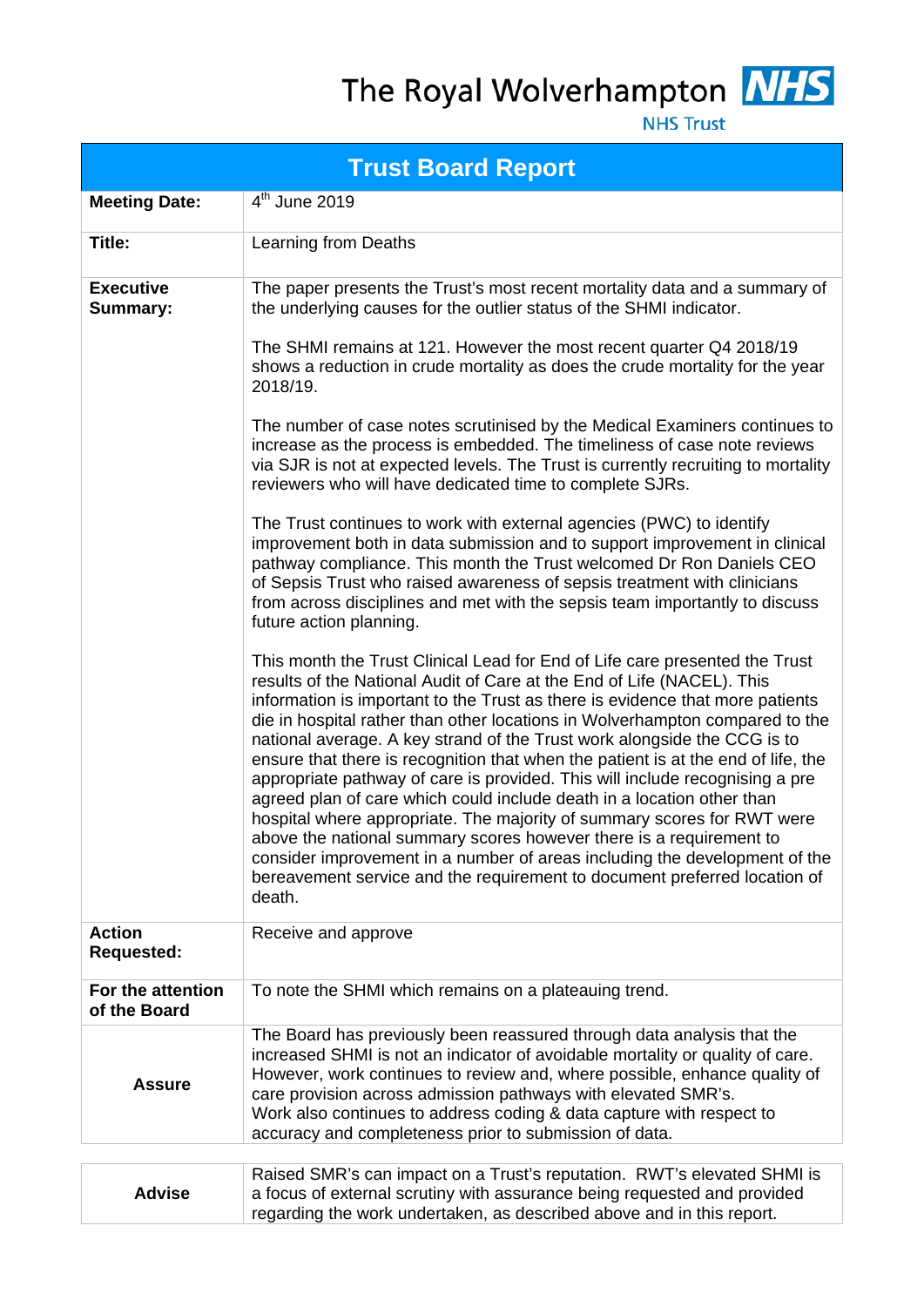The Royal Wolverhampton NHS Trust

| Trust Board Report | |
|---|---|
| **Meeting Date:** | 4th June 2019 |
| **Title:** | Learning from Deaths |
| **Executive Summary:** | The paper presents the Trust's most recent mortality data and a summary of the underlying causes for the outlier status of the SHMI indicator.<br><br>The SHMI remains at 121. However the most recent quarter Q4 2018/19 shows a reduction in crude mortality as does the crude mortality for the year 2018/19.<br><br>The number of case notes scrutinised by the Medical Examiners continues to increase as the process is embedded. The timeliness of case note reviews via SJR is not at expected levels. The Trust is currently recruiting to mortality reviewers who will have dedicated time to complete SJRs.<br><br>The Trust continues to work with external agencies (PWC) to identify improvement both in data submission and to support improvement in clinical pathway compliance. This month the Trust welcomed Dr Ron Daniels CEO of Sepsis Trust who raised awareness of sepsis treatment with clinicians from across disciplines and met with the sepsis team importantly to discuss future action planning.<br><br>This month the Trust Clinical Lead for End of Life care presented the Trust results of the National Audit of Care at the End of Life (NACEL). This information is important to the Trust as there is evidence that more patients die in hospital rather than other locations in Wolverhampton compared to the national average. A key strand of the Trust work alongside the CCG is to ensure that there is recognition that when the patient is at the end of life, the appropriate pathway of care is provided. This will include recognising a pre agreed plan of care which could include death in a location other than hospital where appropriate. The majority of summary scores for RWT were above the national summary scores however there is a requirement to consider improvement in a number of areas including the development of the bereavement service and the requirement to document preferred location of death. |
| **Action Requested:** | Receive and approve |
| **For the attention of the Board** | To note the SHMI which remains on a plateauing trend. |
| **Assure** | The Board has previously been reassured through data analysis that the increased SHMI is not an indicator of avoidable mortality or quality of care. However, work continues to review and, where possible, enhance quality of care provision across admission pathways with elevated SMR's.<br>Work also continues to address coding & data capture with respect to accuracy and completeness prior to submission of data. |
| **Advise** | Raised SMR's can impact on a Trust's reputation. RWT's elevated SHMI is a focus of external scrutiny with assurance being requested and provided regarding the work undertaken, as described above and in this report. |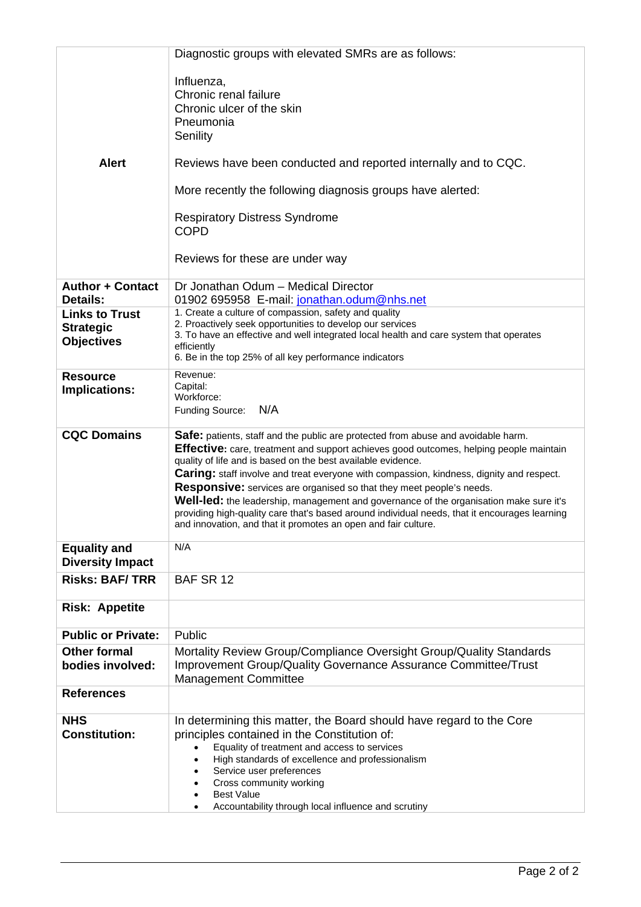| | |
|---|---|
| **Alert** | Diagnostic groups with elevated SMRs are as follows:<br><br>Influenza,<br>Chronic renal failure<br>Chronic ulcer of the skin<br>Pneumonia<br>Senility<br><br>Reviews have been conducted and reported internally and to CQC.<br><br>More recently the following diagnosis groups have alerted:<br><br>Respiratory Distress Syndrome<br>COPD<br><br>Reviews for these are under way |
| **Author + Contact Details:** | Dr Jonathan Odum – Medical Director<br>01902 695958 E-mail: jonathan.odum@nhs.net |
| **Links to Trust Strategic Objectives** | 1. Create a culture of compassion, safety and quality<br>2. Proactively seek opportunities to develop our services<br>3. To have an effective and well integrated local health and care system that operates efficiently<br>6. Be in the top 25% of all key performance indicators |
| **Resource Implications:** | Revenue:<br>Capital:<br>Workforce:<br>Funding Source: N/A |
| **CQC Domains** | **Safe:** patients, staff and the public are protected from abuse and avoidable harm.<br>**Effective:** care, treatment and support achieves good outcomes, helping people maintain quality of life and is based on the best available evidence.<br>**Caring:** staff involve and treat everyone with compassion, kindness, dignity and respect.<br>**Responsive:** services are organised so that they meet people's needs.<br>**Well-led:** the leadership, management and governance of the organisation make sure it's providing high-quality care that's based around individual needs, that it encourages learning and innovation, and that it promotes an open and fair culture. |
| **Equality and Diversity Impact** | N/A |
| **Risks: BAF/ TRR** | BAF SR 12 |
| **Risk: Appetite** | |
| **Public or Private:** | Public |
| **Other formal bodies involved:** | Mortality Review Group/Compliance Oversight Group/Quality Standards Improvement Group/Quality Governance Assurance Committee/Trust Management Committee |
| **References** | |
| **NHS Constitution:** | In determining this matter, the Board should have regard to the Core principles contained in the Constitution of:<br>• Equality of treatment and access to services<br>• High standards of excellence and professionalism<br>• Service user preferences<br>• Cross community working<br>• Best Value<br>• Accountability through local influence and scrutiny |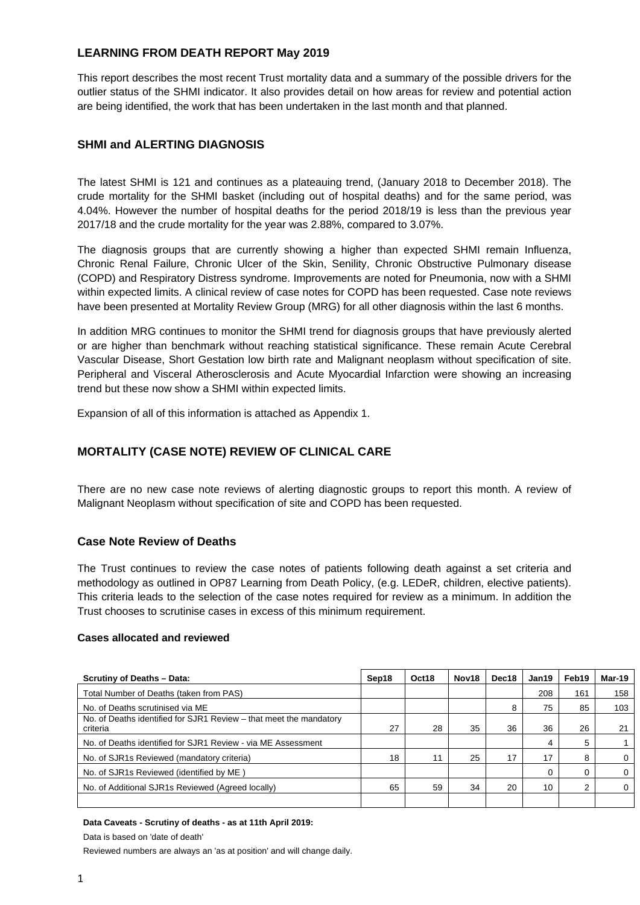## LEARNING FROM DEATH REPORT May 2019

This report describes the most recent Trust mortality data and a summary of the possible drivers for the outlier status of the SHMI indicator. It also provides detail on how areas for review and potential action are being identified, the work that has been undertaken in the last month and that planned.

### SHMI and ALERTING DIAGNOSIS

The latest SHMI is 121 and continues as a plateauing trend, (January 2018 to December 2018). The crude mortality for the SHMI basket (including out of hospital deaths) and for the same period, was 4.04%. However the number of hospital deaths for the period 2018/19 is less than the previous year 2017/18 and the crude mortality for the year was 2.88%, compared to 3.07%.

The diagnosis groups that are currently showing a higher than expected SHMI remain Influenza, Chronic Renal Failure, Chronic Ulcer of the Skin, Senility, Chronic Obstructive Pulmonary disease (COPD) and Respiratory Distress syndrome. Improvements are noted for Pneumonia, now with a SHMI within expected limits. A clinical review of case notes for COPD has been requested. Case note reviews have been presented at Mortality Review Group (MRG) for all other diagnosis within the last 6 months.

In addition MRG continues to monitor the SHMI trend for diagnosis groups that have previously alerted or are higher than benchmark without reaching statistical significance. These remain Acute Cerebral Vascular Disease, Short Gestation low birth rate and Malignant neoplasm without specification of site. Peripheral and Visceral Atherosclerosis and Acute Myocardial Infarction were showing an increasing trend but these now show a SHMI within expected limits.

Expansion of all of this information is attached as Appendix 1.

### MORTALITY (CASE NOTE) REVIEW OF CLINICAL CARE

There are no new case note reviews of alerting diagnostic groups to report this month. A review of Malignant Neoplasm without specification of site and COPD has been requested.

### Case Note Review of Deaths

The Trust continues to review the case notes of patients following death against a set criteria and methodology as outlined in OP87 Learning from Death Policy, (e.g. LEDeR, children, elective patients). This criteria leads to the selection of the case notes required for review as a minimum. In addition the Trust chooses to scrutinise cases in excess of this minimum requirement.

**Cases allocated and reviewed**

| Scrutiny of Deaths – Data: | Sep18 | Oct18 | Nov18 | Dec18 | Jan19 | Feb19 | Mar-19 |
|---|---|---|---|---|---|---|---|
| Total Number of Deaths (taken from PAS) | | | | | 208 | 161 | 158 |
| No. of Deaths scrutinised via ME | | | | 8 | 75 | 85 | 103 |
| No. of Deaths identified for SJR1 Review – that meet the mandatory criteria | 27 | 28 | 35 | 36 | 36 | 26 | 21 |
| No. of Deaths identified for SJR1 Review - via ME Assessment | | | | | 4 | 5 | 1 |
| No. of SJR1s Reviewed (mandatory criteria) | 18 | 11 | 25 | 17 | 17 | 8 | 0 |
| No. of SJR1s Reviewed (identified by ME ) | | | | | 0 | 0 | 0 |
| No. of Additional SJR1s Reviewed (Agreed locally) | 65 | 59 | 34 | 20 | 10 | 2 | 0 |
| | | | | | | | |

**Data Caveats - Scrutiny of deaths - as at 11th April 2019:**

Data is based on 'date of death'

Reviewed numbers are always an 'as at position' and will change daily.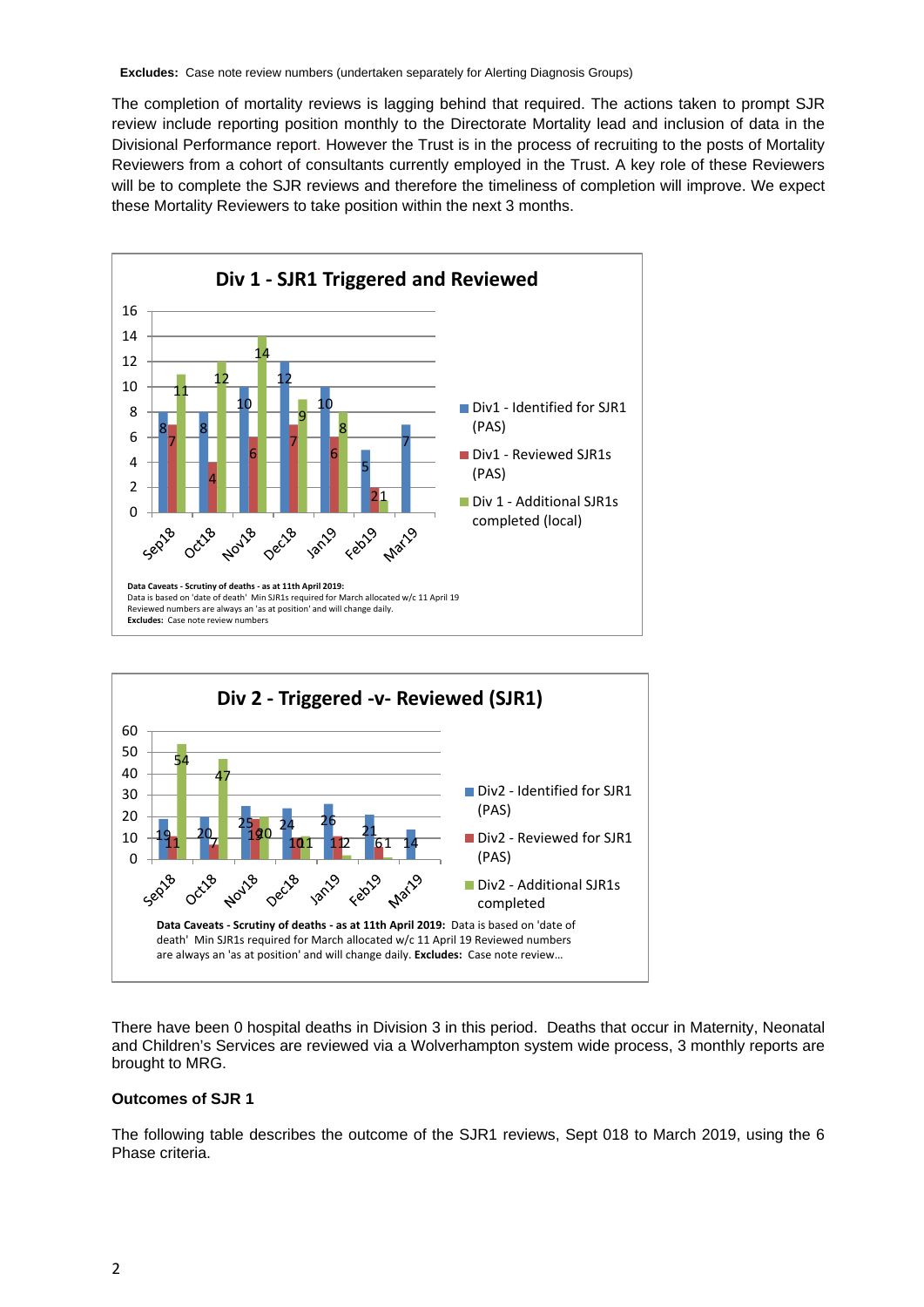**Excludes:** Case note review numbers (undertaken separately for Alerting Diagnosis Groups)

The completion of mortality reviews is lagging behind that required. The actions taken to prompt SJR review include reporting position monthly to the Directorate Mortality lead and inclusion of data in the Divisional Performance report. However the Trust is in the process of recruiting to the posts of Mortality Reviewers from a cohort of consultants currently employed in the Trust. A key role of these Reviewers will be to complete the SJR reviews and therefore the timeliness of completion will improve. We expect these Mortality Reviewers to take position within the next 3 months.

**Div 1 - SJR1 Triggered and Reviewed**

| | Sep18 | Oct18 | Nov18 | Dec18 | Jan19 | Feb19 | Mar19 |
|---|---|---|---|---|---|---|---|
| Div1 - Identified for SJR1 (PAS) | 8 | 8 | 10 | 12 | 10 | 5 | 7 |
| Div1 - Reviewed SJR1s (PAS) | 7 | 4 | 6 | 7 | 6 | 2 | |
| Div 1 - Additional SJR1s completed (local) | 11 | 12 | 14 | 9 | 8 | 1 | |

**Data Caveats - Scrutiny of deaths - as at 11th April 2019:**
Data is based on 'date of death' Min SJR1s required for March allocated w/c 11 April 19
Reviewed numbers are always an 'as at position' and will change daily.
**Excludes:** Case note review numbers

**Div 2 - Triggered -v- Reviewed (SJR1)**

| | Sep18 | Oct18 | Nov18 | Dec18 | Jan19 | Feb19 | Mar19 |
|---|---|---|---|---|---|---|---|
| Div2 - Identified for SJR1 (PAS) | 19 | 20 | 25 | 24 | 26 | 21 | 14 |
| Div2 - Reviewed for SJR1 (PAS) | 11 | 7 | 19 | 10 | 11 | 6 | |
| Div2 - Additional SJR1s completed | 54 | 47 | 20 | 11 | 2 | 1 | |

**Data Caveats - Scrutiny of deaths - as at 11th April 2019:** Data is based on 'date of death' Min SJR1s required for March allocated w/c 11 April 19 Reviewed numbers are always an 'as at position' and will change daily. **Excludes:** Case note review...

There have been 0 hospital deaths in Division 3 in this period. Deaths that occur in Maternity, Neonatal and Children's Services are reviewed via a Wolverhampton system wide process, 3 monthly reports are brought to MRG.

**Outcomes of SJR 1**

The following table describes the outcome of the SJR1 reviews, Sept 018 to March 2019, using the 6 Phase criteria.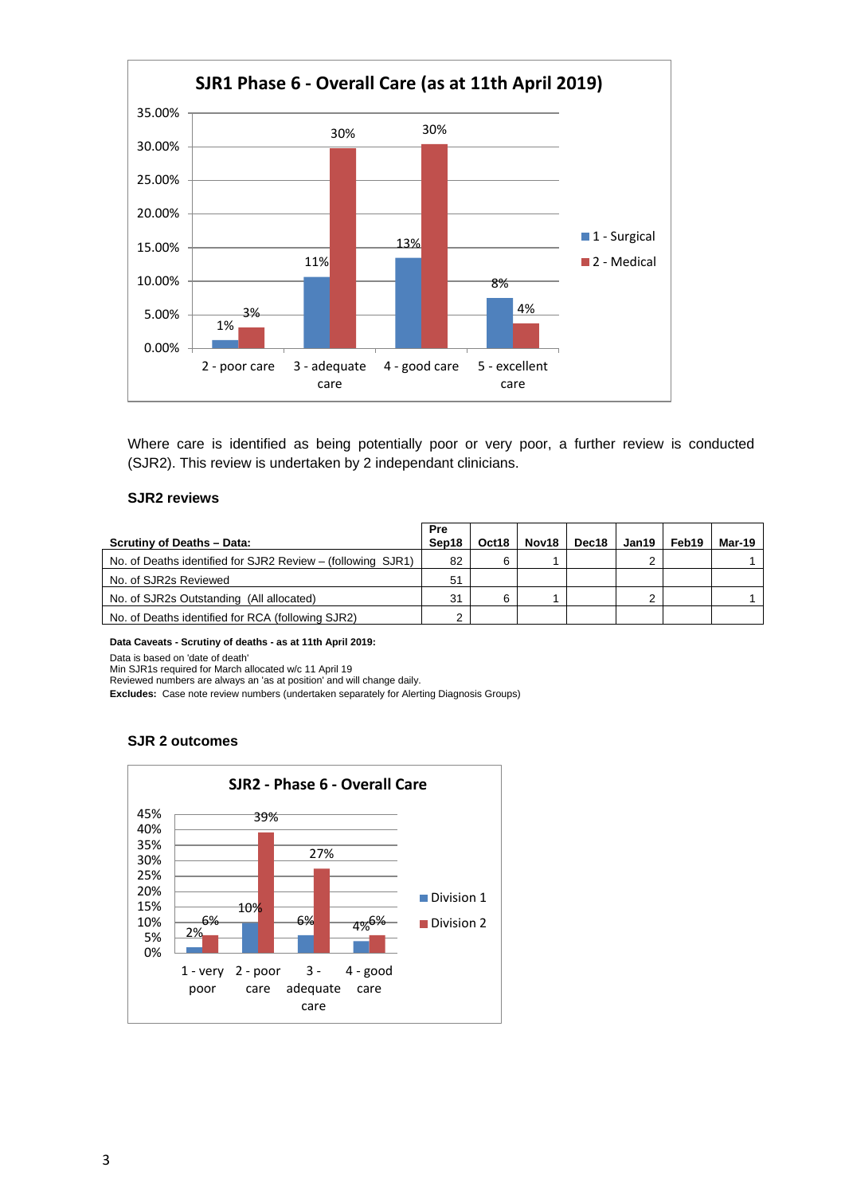**SJR1 Phase 6 - Overall Care (as at 11th April 2019)**

| | 2 - poor care | 3 - adequate care | 4 - good care | 5 - excellent care |
|---|---|---|---|---|
| 1 - Surgical | 1% | 11% | 13% | 8% |
| 2 - Medical | 3% | 30% | 30% | 4% |

Where care is identified as being potentially poor or very poor, a further review is conducted (SJR2). This review is undertaken by 2 independant clinicians.

### SJR2 reviews

| Scrutiny of Deaths – Data: | Pre Sep18 | Oct18 | Nov18 | Dec18 | Jan19 | Feb19 | Mar-19 |
|---|---|---|---|---|---|---|---|
| No. of Deaths identified for SJR2 Review – (following SJR1) | 82 | 6 | 1 | | 2 | | 1 |
| No. of SJR2s Reviewed | 51 | | | | | | |
| No. of SJR2s Outstanding (All allocated) | 31 | 6 | 1 | | 2 | | 1 |
| No. of Deaths identified for RCA (following SJR2) | 2 | | | | | | |

**Data Caveats - Scrutiny of deaths - as at 11th April 2019:**

Data is based on 'date of death'
Min SJR1s required for March allocated w/c 11 April 19
Reviewed numbers are always an 'as at position' and will change daily.
**Excludes:** Case note review numbers (undertaken separately for Alerting Diagnosis Groups)

### SJR 2 outcomes

**SJR2 - Phase 6 - Overall Care**

| | 1 - very poor | 2 - poor care | 3 - adequate care | 4 - good care |
|---|---|---|---|---|
| Division 1 | 2% | 10% | 6% | 4% |
| Division 2 | 6% | 39% | 27% | 6% |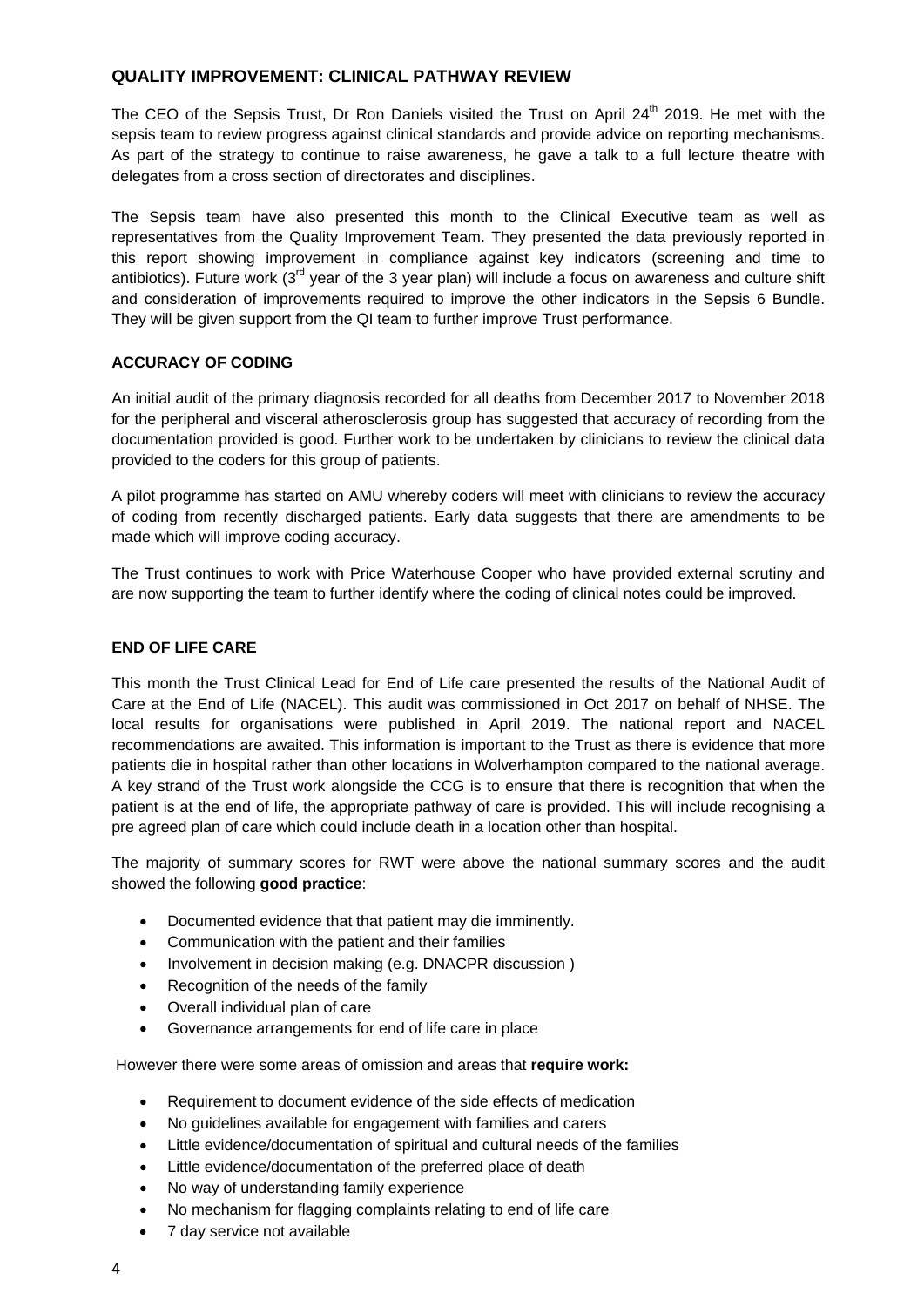## QUALITY IMPROVEMENT: CLINICAL PATHWAY REVIEW

The CEO of the Sepsis Trust, Dr Ron Daniels visited the Trust on April 24th 2019. He met with the sepsis team to review progress against clinical standards and provide advice on reporting mechanisms. As part of the strategy to continue to raise awareness, he gave a talk to a full lecture theatre with delegates from a cross section of directorates and disciplines.

The Sepsis team have also presented this month to the Clinical Executive team as well as representatives from the Quality Improvement Team. They presented the data previously reported in this report showing improvement in compliance against key indicators (screening and time to antibiotics). Future work (3rd year of the 3 year plan) will include a focus on awareness and culture shift and consideration of improvements required to improve the other indicators in the Sepsis 6 Bundle. They will be given support from the QI team to further improve Trust performance.

## ACCURACY OF CODING

An initial audit of the primary diagnosis recorded for all deaths from December 2017 to November 2018 for the peripheral and visceral atherosclerosis group has suggested that accuracy of recording from the documentation provided is good. Further work to be undertaken by clinicians to review the clinical data provided to the coders for this group of patients.

A pilot programme has started on AMU whereby coders will meet with clinicians to review the accuracy of coding from recently discharged patients. Early data suggests that there are amendments to be made which will improve coding accuracy.

The Trust continues to work with Price Waterhouse Cooper who have provided external scrutiny and are now supporting the team to further identify where the coding of clinical notes could be improved.

## END OF LIFE CARE

This month the Trust Clinical Lead for End of Life care presented the results of the National Audit of Care at the End of Life (NACEL). This audit was commissioned in Oct 2017 on behalf of NHSE. The local results for organisations were published in April 2019. The national report and NACEL recommendations are awaited. This information is important to the Trust as there is evidence that more patients die in hospital rather than other locations in Wolverhampton compared to the national average. A key strand of the Trust work alongside the CCG is to ensure that there is recognition that when the patient is at the end of life, the appropriate pathway of care is provided. This will include recognising a pre agreed plan of care which could include death in a location other than hospital.

The majority of summary scores for RWT were above the national summary scores and the audit showed the following **good practice**:

- Documented evidence that that patient may die imminently.
- Communication with the patient and their families
- Involvement in decision making (e.g. DNACPR discussion )
- Recognition of the needs of the family
- Overall individual plan of care
- Governance arrangements for end of life care in place

However there were some areas of omission and areas that **require work:**

- Requirement to document evidence of the side effects of medication
- No guidelines available for engagement with families and carers
- Little evidence/documentation of spiritual and cultural needs of the families
- Little evidence/documentation of the preferred place of death
- No way of understanding family experience
- No mechanism for flagging complaints relating to end of life care
- 7 day service not available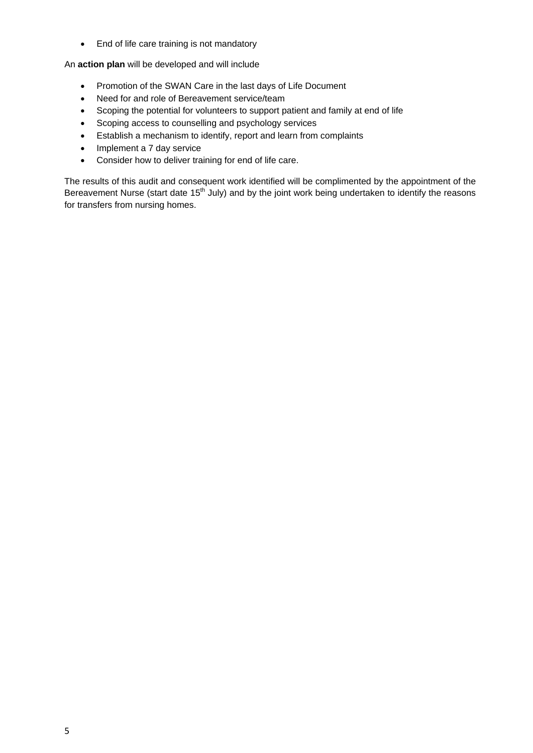- End of life care training is not mandatory

An **action plan** will be developed and will include

- Promotion of the SWAN Care in the last days of Life Document
- Need for and role of Bereavement service/team
- Scoping the potential for volunteers to support patient and family at end of life
- Scoping access to counselling and psychology services
- Establish a mechanism to identify, report and learn from complaints
- Implement a 7 day service
- Consider how to deliver training for end of life care.

The results of this audit and consequent work identified will be complimented by the appointment of the Bereavement Nurse (start date 15th July) and by the joint work being undertaken to identify the reasons for transfers from nursing homes.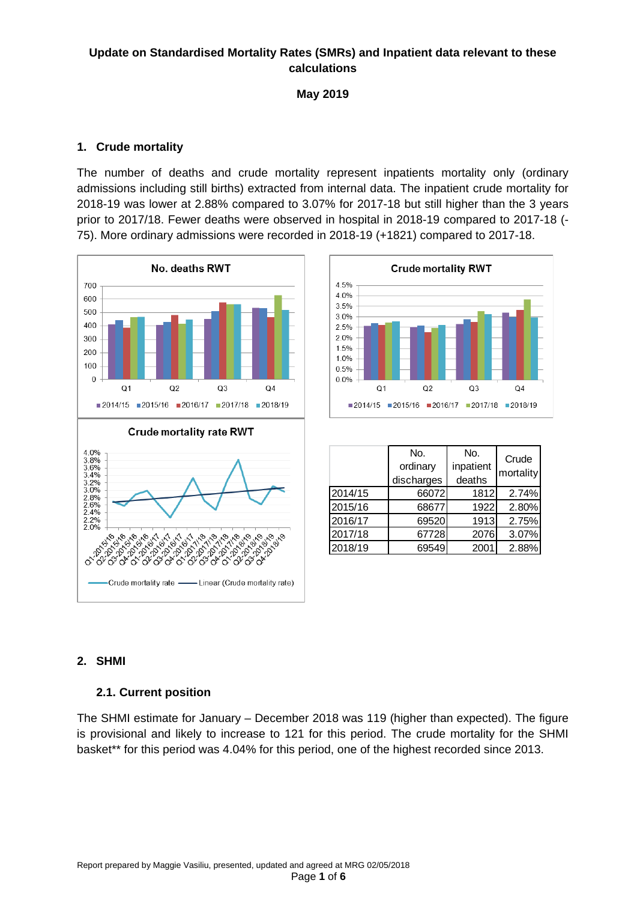**Update on Standardised Mortality Rates (SMRs) and Inpatient data relevant to these calculations**

**May 2019**

## 1. Crude mortality

The number of deaths and crude mortality represent inpatients mortality only (ordinary admissions including still births) extracted from internal data. The inpatient crude mortality for 2018-19 was lower at 2.88% compared to 3.07% for 2017-18 but still higher than the 3 years prior to 2017/18. Fewer deaths were observed in hospital in 2018-19 compared to 2017-18 (-75). More ordinary admissions were recorded in 2018-19 (+1821) compared to 2017-18.

|  | No. ordinary discharges | No. inpatient deaths | Crude mortality |
|---|---|---|---|
| 2014/15 | 66072 | 1812 | 2.74% |
| 2015/16 | 68677 | 1922 | 2.80% |
| 2016/17 | 69520 | 1913 | 2.75% |
| 2017/18 | 67728 | 2076 | 3.07% |
| 2018/19 | 69549 | 2001 | 2.88% |

## 2. SHMI

### 2.1. Current position

The SHMI estimate for January – December 2018 was 119 (higher than expected). The figure is provisional and likely to increase to 121 for this period. The crude mortality for the SHMI basket** for this period was 4.04% for this period, one of the highest recorded since 2013.

Report prepared by Maggie Vasiliu, presented, updated and agreed at MRG 02/05/2018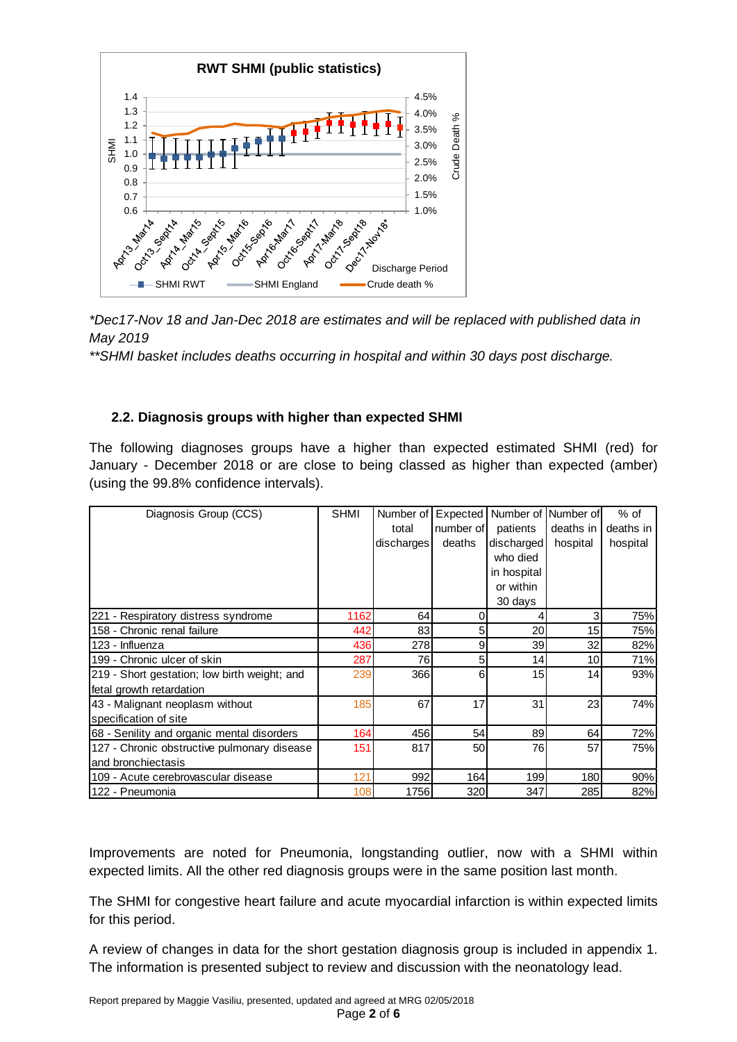*Dec17-Nov 18 and Jan-Dec 2018 are estimates and will be replaced with published data in May 2019

**SHMI basket includes deaths occurring in hospital and within 30 days post discharge.

### 2.2. Diagnosis groups with higher than expected SHMI

The following diagnoses groups have a higher than expected estimated SHMI (red) for January - December 2018 or are close to being classed as higher than expected (amber) (using the 99.8% confidence intervals).

| Diagnosis Group (CCS) | SHMI | Number of total discharges | Expected number of deaths | Number of patients discharged who died in hospital or within 30 days | Number of deaths in hospital | % of deaths in hospital |
|---|---|---|---|---|---|---|
| 221 - Respiratory distress syndrome | 1162 | 64 | 0 | 4 | 3 | 75% |
| 158 - Chronic renal failure | 442 | 83 | 5 | 20 | 15 | 75% |
| 123 - Influenza | 436 | 278 | 9 | 39 | 32 | 82% |
| 199 - Chronic ulcer of skin | 287 | 76 | 5 | 14 | 10 | 71% |
| 219 - Short gestation; low birth weight; and fetal growth retardation | 239 | 366 | 6 | 15 | 14 | 93% |
| 43 - Malignant neoplasm without specification of site | 185 | 67 | 17 | 31 | 23 | 74% |
| 68 - Senility and organic mental disorders | 164 | 456 | 54 | 89 | 64 | 72% |
| 127 - Chronic obstructive pulmonary disease and bronchiectasis | 151 | 817 | 50 | 76 | 57 | 75% |
| 109 - Acute cerebrovascular disease | 121 | 992 | 164 | 199 | 180 | 90% |
| 122 - Pneumonia | 108 | 1756 | 320 | 347 | 285 | 82% |

Improvements are noted for Pneumonia, longstanding outlier, now with a SHMI within expected limits. All the other red diagnosis groups were in the same position last month.

The SHMI for congestive heart failure and acute myocardial infarction is within expected limits for this period.

A review of changes in data for the short gestation diagnosis group is included in appendix 1. The information is presented subject to review and discussion with the neonatology lead.

Report prepared by Maggie Vasiliu, presented, updated and agreed at MRG 02/05/2018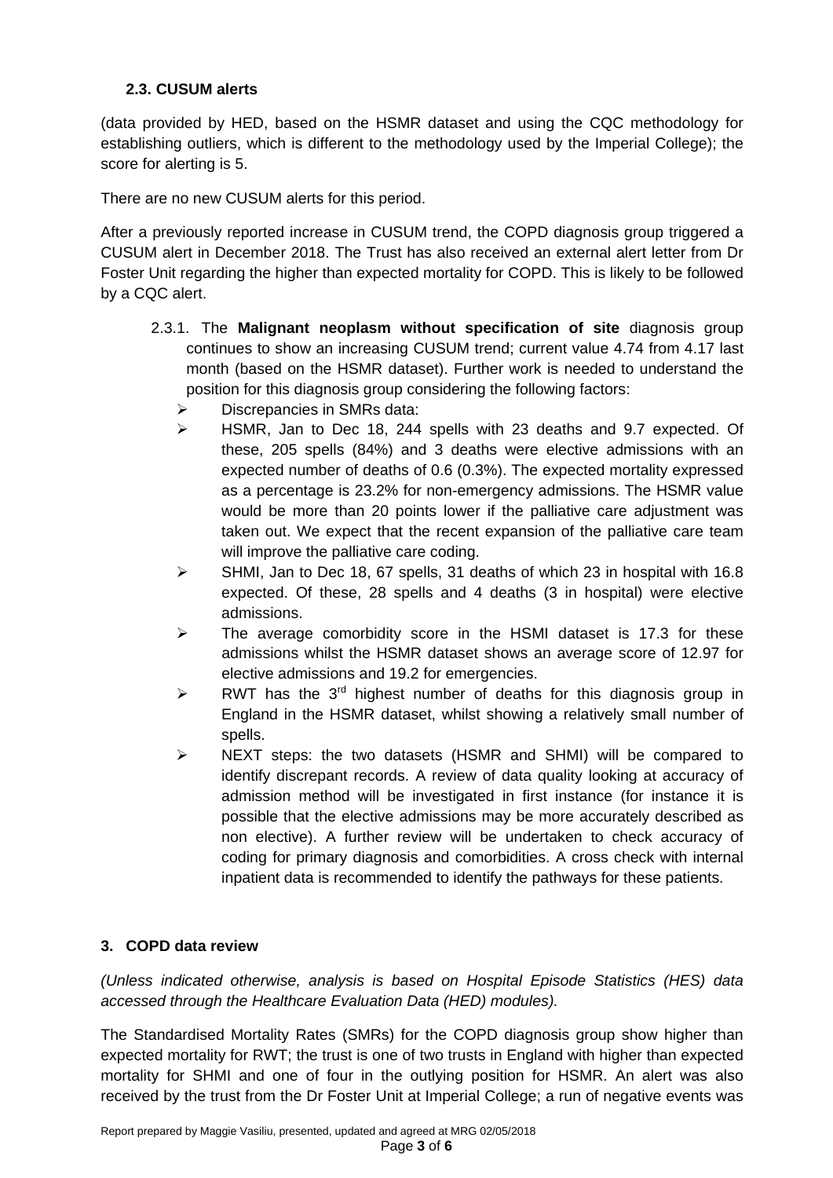### 2.3. CUSUM alerts

(data provided by HED, based on the HSMR dataset and using the CQC methodology for establishing outliers, which is different to the methodology used by the Imperial College); the score for alerting is 5.

There are no new CUSUM alerts for this period.

After a previously reported increase in CUSUM trend, the COPD diagnosis group triggered a CUSUM alert in December 2018. The Trust has also received an external alert letter from Dr Foster Unit regarding the higher than expected mortality for COPD. This is likely to be followed by a CQC alert.

2.3.1. The **Malignant neoplasm without specification of site** diagnosis group continues to show an increasing CUSUM trend; current value 4.74 from 4.17 last month (based on the HSMR dataset). Further work is needed to understand the position for this diagnosis group considering the following factors:

- Discrepancies in SMRs data:
- HSMR, Jan to Dec 18, 244 spells with 23 deaths and 9.7 expected. Of these, 205 spells (84%) and 3 deaths were elective admissions with an expected number of deaths of 0.6 (0.3%). The expected mortality expressed as a percentage is 23.2% for non-emergency admissions. The HSMR value would be more than 20 points lower if the palliative care adjustment was taken out. We expect that the recent expansion of the palliative care team will improve the palliative care coding.
- SHMI, Jan to Dec 18, 67 spells, 31 deaths of which 23 in hospital with 16.8 expected. Of these, 28 spells and 4 deaths (3 in hospital) were elective admissions.
- The average comorbidity score in the HSMI dataset is 17.3 for these admissions whilst the HSMR dataset shows an average score of 12.97 for elective admissions and 19.2 for emergencies.
- RWT has the 3rd highest number of deaths for this diagnosis group in England in the HSMR dataset, whilst showing a relatively small number of spells.
- NEXT steps: the two datasets (HSMR and SHMI) will be compared to identify discrepant records. A review of data quality looking at accuracy of admission method will be investigated in first instance (for instance it is possible that the elective admissions may be more accurately described as non elective). A further review will be undertaken to check accuracy of coding for primary diagnosis and comorbidities. A cross check with internal inpatient data is recommended to identify the pathways for these patients.

## 3. COPD data review

*(Unless indicated otherwise, analysis is based on Hospital Episode Statistics (HES) data accessed through the Healthcare Evaluation Data (HED) modules).*

The Standardised Mortality Rates (SMRs) for the COPD diagnosis group show higher than expected mortality for RWT; the trust is one of two trusts in England with higher than expected mortality for SHMI and one of four in the outlying position for HSMR. An alert was also received by the trust from the Dr Foster Unit at Imperial College; a run of negative events was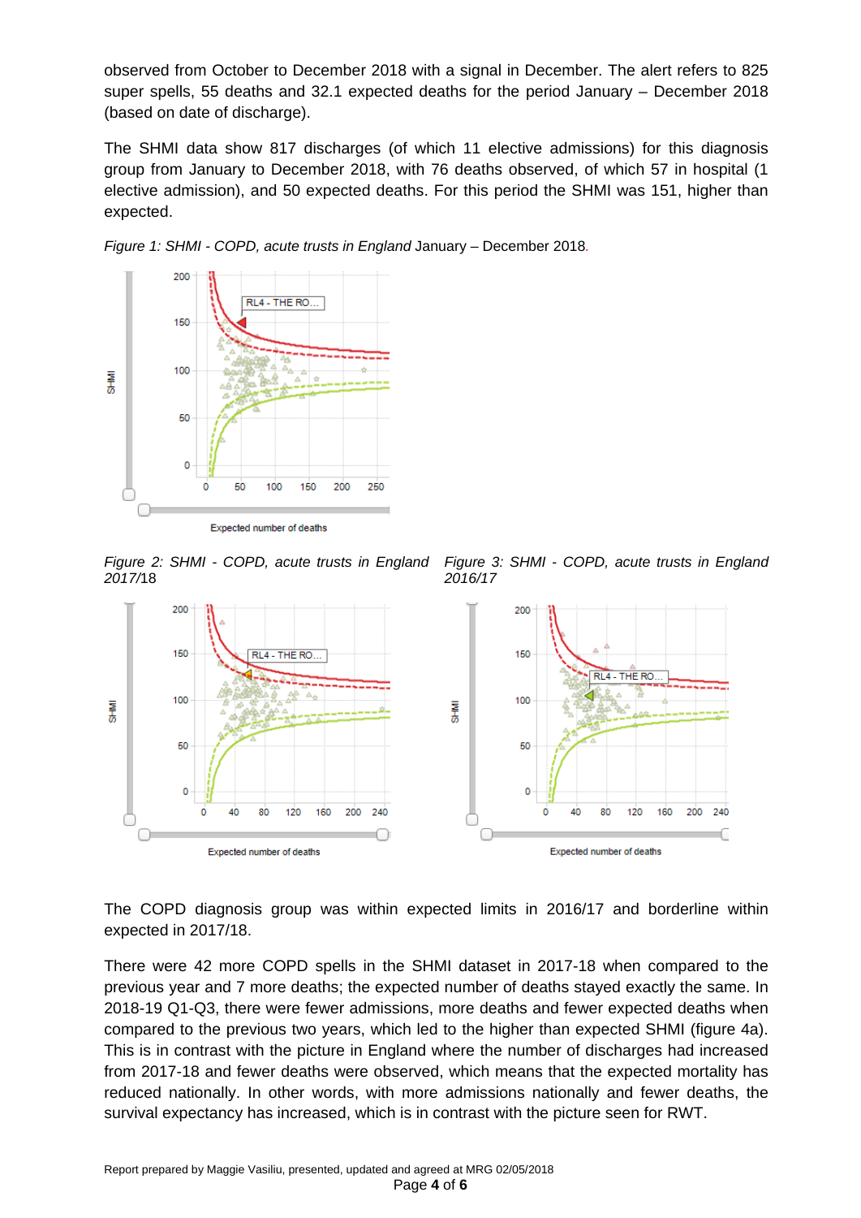observed from October to December 2018 with a signal in December. The alert refers to 825 super spells, 55 deaths and 32.1 expected deaths for the period January – December 2018 (based on date of discharge).

The SHMI data show 817 discharges (of which 11 elective admissions) for this diagnosis group from January to December 2018, with 76 deaths observed, of which 57 in hospital (1 elective admission), and 50 expected deaths. For this period the SHMI was 151, higher than expected.

*Figure 1: SHMI - COPD, acute trusts in England* January – December 2018.

*Figure 2: SHMI - COPD, acute trusts in England 2017/18*

*Figure 3: SHMI - COPD, acute trusts in England 2016/17*

The COPD diagnosis group was within expected limits in 2016/17 and borderline within expected in 2017/18.

There were 42 more COPD spells in the SHMI dataset in 2017-18 when compared to the previous year and 7 more deaths; the expected number of deaths stayed exactly the same. In 2018-19 Q1-Q3, there were fewer admissions, more deaths and fewer expected deaths when compared to the previous two years, which led to the higher than expected SHMI (figure 4a). This is in contrast with the picture in England where the number of discharges had increased from 2017-18 and fewer deaths were observed, which means that the expected mortality has reduced nationally. In other words, with more admissions nationally and fewer deaths, the survival expectancy has increased, which is in contrast with the picture seen for RWT.

Report prepared by Maggie Vasiliu, presented, updated and agreed at MRG 02/05/2018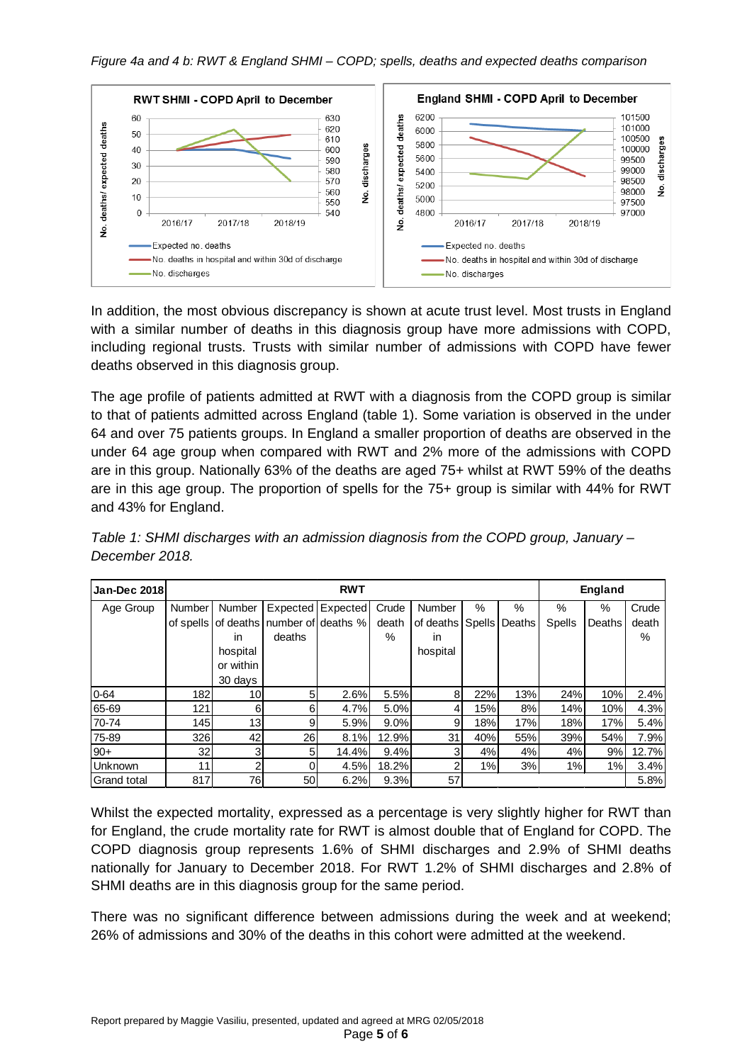*Figure 4a and 4 b: RWT & England SHMI – COPD; spells, deaths and expected deaths comparison*

In addition, the most obvious discrepancy is shown at acute trust level. Most trusts in England with a similar number of deaths in this diagnosis group have more admissions with COPD, including regional trusts. Trusts with similar number of admissions with COPD have fewer deaths observed in this diagnosis group.

The age profile of patients admitted at RWT with a diagnosis from the COPD group is similar to that of patients admitted across England (table 1). Some variation is observed in the under 64 and over 75 patients groups. In England a smaller proportion of deaths are observed in the under 64 age group when compared with RWT and 2% more of the admissions with COPD are in this group. Nationally 63% of the deaths are aged 75+ whilst at RWT 59% of the deaths are in this age group. The proportion of spells for the 75+ group is similar with 44% for RWT and 43% for England.

*Table 1: SHMI discharges with an admission diagnosis from the COPD group, January – December 2018.*

| Jan-Dec 2018 | RWT | | | | | | | | England | | |
|---|---|---|---|---|---|---|---|---|---|---|---|
| Age Group | Number of spells | Number of deaths in hospital or within 30 days | Expected number of deaths | Expected deaths % | Crude death % | Number of deaths in hospital | % Spells | % Deaths | % Spells | % Deaths | Crude death % |
| 0-64 | 182 | 10 | 5 | 2.6% | 5.5% | 8 | 22% | 13% | 24% | 10% | 2.4% |
| 65-69 | 121 | 6 | 6 | 4.7% | 5.0% | 4 | 15% | 8% | 14% | 10% | 4.3% |
| 70-74 | 145 | 13 | 9 | 5.9% | 9.0% | 9 | 18% | 17% | 18% | 17% | 5.4% |
| 75-89 | 326 | 42 | 26 | 8.1% | 12.9% | 31 | 40% | 55% | 39% | 54% | 7.9% |
| 90+ | 32 | 3 | 5 | 14.4% | 9.4% | 3 | 4% | 4% | 4% | 9% | 12.7% |
| Unknown | 11 | 2 | 0 | 4.5% | 18.2% | 2 | 1% | 3% | 1% | 1% | 3.4% |
| Grand total | 817 | 76 | 50 | 6.2% | 9.3% | 57 | | | | | 5.8% |

Whilst the expected mortality, expressed as a percentage is very slightly higher for RWT than for England, the crude mortality rate for RWT is almost double that of England for COPD. The COPD diagnosis group represents 1.6% of SHMI discharges and 2.9% of SHMI deaths nationally for January to December 2018. For RWT 1.2% of SHMI discharges and 2.8% of SHMI deaths are in this diagnosis group for the same period.

There was no significant difference between admissions during the week and at weekend; 26% of admissions and 30% of the deaths in this cohort were admitted at the weekend.

Report prepared by Maggie Vasiliu, presented, updated and agreed at MRG 02/05/2018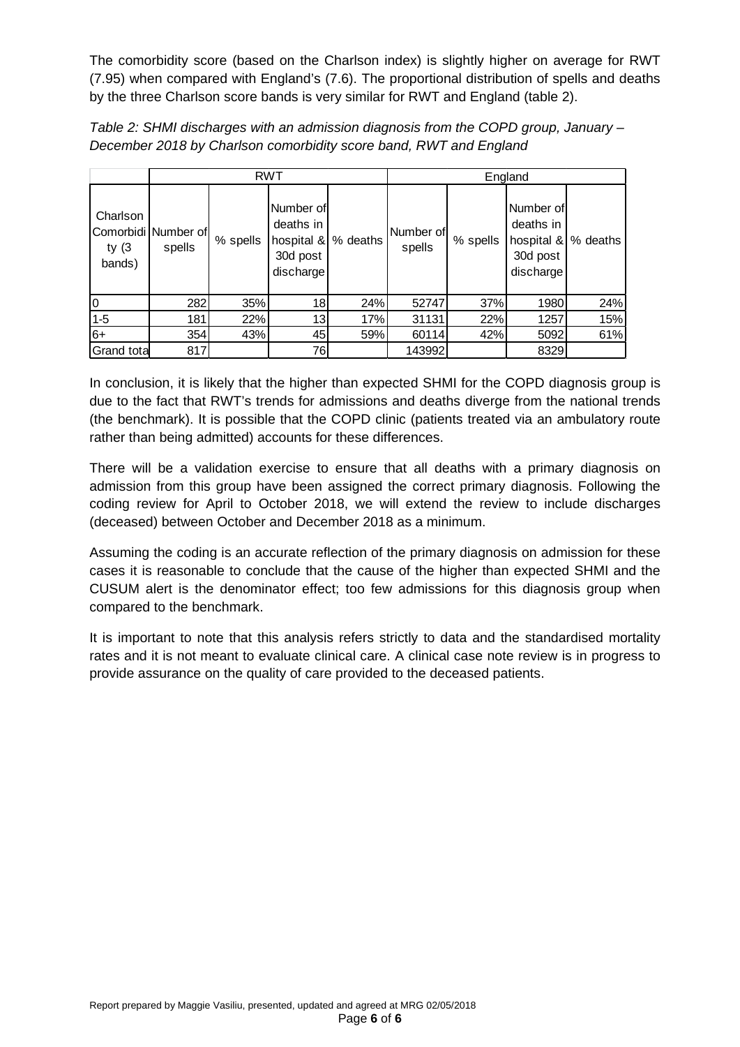The comorbidity score (based on the Charlson index) is slightly higher on average for RWT (7.95) when compared with England's (7.6). The proportional distribution of spells and deaths by the three Charlson score bands is very similar for RWT and England (table 2).

*Table 2: SHMI discharges with an admission diagnosis from the COPD group, January – December 2018 by Charlson comorbidity score band, RWT and England*

| | RWT | | | | England | | | |
|---|---|---|---|---|---|---|---|---|
| Charlson Comorbidity (3 bands) | Number of spells | % spells | Number of deaths in hospital & 30d post discharge | % deaths | Number of spells | % spells | Number of deaths in hospital & 30d post discharge | % deaths |
| 0 | 282 | 35% | 18 | 24% | 52747 | 37% | 1980 | 24% |
| 1-5 | 181 | 22% | 13 | 17% | 31131 | 22% | 1257 | 15% |
| 6+ | 354 | 43% | 45 | 59% | 60114 | 42% | 5092 | 61% |
| Grand tota | 817 | | 76 | | 143992 | | 8329 | |

In conclusion, it is likely that the higher than expected SHMI for the COPD diagnosis group is due to the fact that RWT's trends for admissions and deaths diverge from the national trends (the benchmark). It is possible that the COPD clinic (patients treated via an ambulatory route rather than being admitted) accounts for these differences.

There will be a validation exercise to ensure that all deaths with a primary diagnosis on admission from this group have been assigned the correct primary diagnosis. Following the coding review for April to October 2018, we will extend the review to include discharges (deceased) between October and December 2018 as a minimum.

Assuming the coding is an accurate reflection of the primary diagnosis on admission for these cases it is reasonable to conclude that the cause of the higher than expected SHMI and the CUSUM alert is the denominator effect; too few admissions for this diagnosis group when compared to the benchmark.

It is important to note that this analysis refers strictly to data and the standardised mortality rates and it is not meant to evaluate clinical care. A clinical case note review is in progress to provide assurance on the quality of care provided to the deceased patients.

Report prepared by Maggie Vasiliu, presented, updated and agreed at MRG 02/05/2018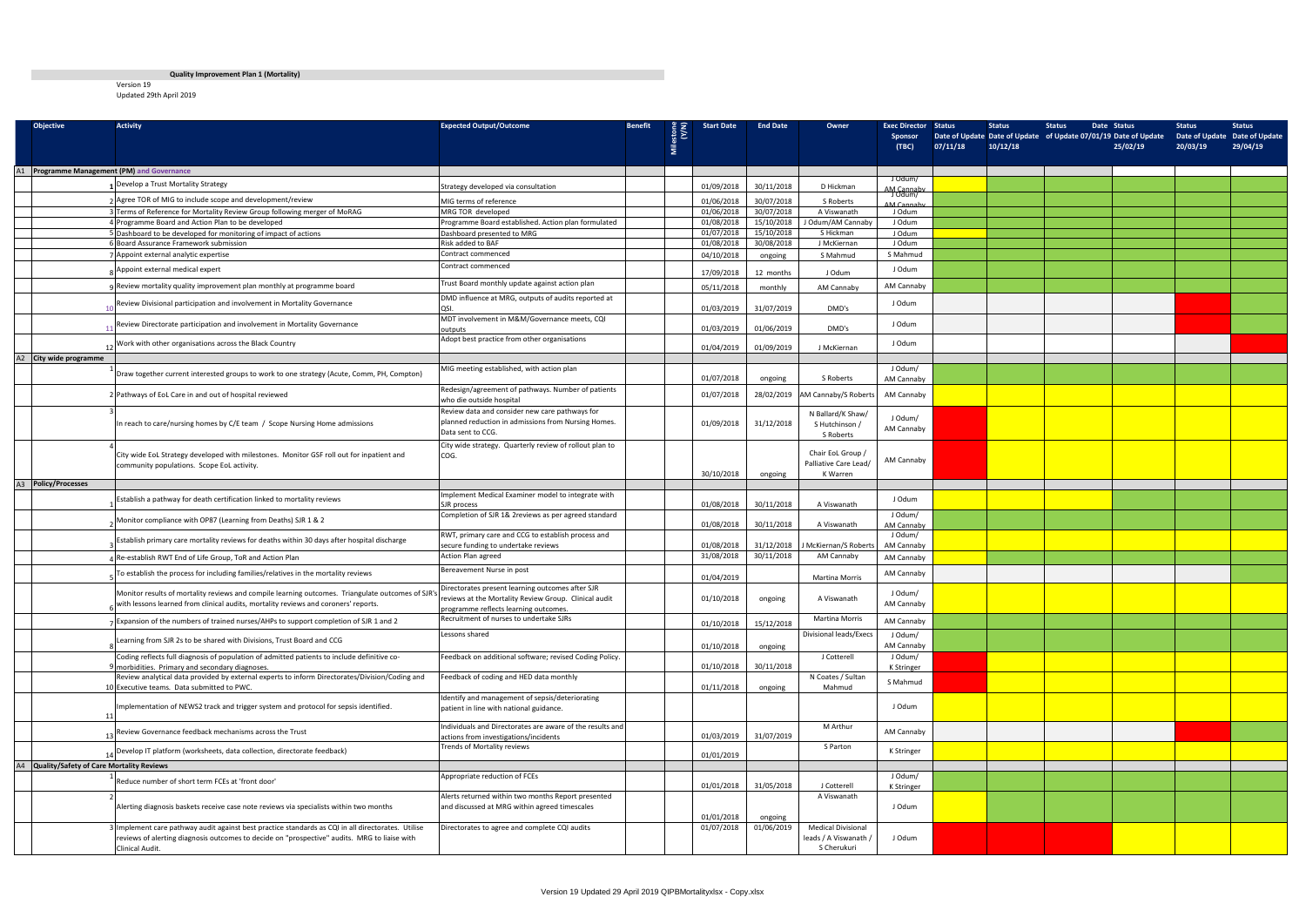**Quality Improvement Plan 1 (Mortality)**

Version 19
Updated 29th April 2019

| | Objective | Activity | Expected Output/Outcome | Benefit | Milestone (Y/N) | Start Date | End Date | Owner | Exec Director Sponsor (TBC) | Status Date of Update 07/11/18 | Status Date of Update 10/12/18 | Status Date of Update 07/01/19 | Status Date of Update 25/02/19 | Status Date of Update 20/03/19 | Status Date of Update 29/04/19 |
|---|---|---|---|---|---|---|---|---|---|---|---|---|---|---|---|
| A1 | Programme Management (PM) and Governance | | | | | | | | | | | | | | |
| | 1 | Develop a Trust Mortality Strategy | Strategy developed via consultation | | | 01/09/2018 | 30/11/2018 | D Hickman | J Odum/ AM Cannaby | | | | | | |
| | 2 | Agree TOR of MIG to include scope and development/review | MIG terms of reference | | | 01/06/2018 | 30/07/2018 | S Roberts | J Odum/ AM Cannaby | | | | | | |
| | 3 | Terms of Reference for Mortality Review Group following merger of MoRAG | MRG TOR developed | | | 01/06/2018 | 30/07/2018 | A Viswanath | J Odum | | | | | | |
| | 4 | Programme Board and Action Plan to be developed | Programme Board established. Action plan formulated | | | 01/08/2018 | 15/10/2018 | J Odum/AM Cannaby | J Odum | | | | | | |
| | 5 | Dashboard to be developed for monitoring of impact of actions | Dashboard presented to MRG | | | 01/07/2018 | 15/10/2018 | S Hickman | J Odum | | | | | | |
| | 6 | Board Assurance Framework submission | Risk added to BAF | | | 01/08/2018 | 30/08/2018 | J McKiernan | J Odum | | | | | | |
| | 7 | Appoint external analytic expertise | Contract commenced | | | 04/10/2018 | ongoing | S Mahmud | S Mahmud | | | | | | |
| | 8 | Appoint external medical expert | Contract commenced | | | 17/09/2018 | 12 months | J Odum | J Odum | | | | | | |
| | 9 | Review mortality quality improvement plan monthly at programme board | Trust Board monthly update against action plan | | | 05/11/2018 | monthly | AM Cannaby | AM Cannaby | | | | | | |
| | 10 | Review Divisional participation and involvement in Mortality Governance | DMD influence at MRG, outputs of audits reported at QSI. | | | 01/03/2019 | 31/07/2019 | DMD's | J Odum | | | | | | |
| | 11 | Review Directorate participation and involvement in Mortality Governance | MDT involvement in M&M/Governance meets, CQI outputs | | | 01/03/2019 | 01/06/2019 | DMD's | J Odum | | | | | | |
| | 12 | Work with other organisations across the Black Country | Adopt best practice from other organisations | | | 01/04/2019 | 01/09/2019 | J McKiernan | J Odum | | | | | | |
| A2 | City wide programme | | | | | | | | | | | | | | |
| | 1 | Draw together current interested groups to work to one strategy (Acute, Comm, PH, Compton) | MIG meeting established, with action plan | | | 01/07/2018 | ongoing | S Roberts | J Odum/ AM Cannaby | | | | | | |
| | 2 | Pathways of EoL Care in and out of hospital reviewed | Redesign/agreement of pathways. Number of patients who die outside hospital | | | 01/07/2018 | 28/02/2019 | AM Cannaby/S Roberts | AM Cannaby | | | | | | |
| | 3 | In reach to care/nursing homes by C/E team / Scope Nursing Home admissions | Review data and consider new care pathways for planned reduction in admissions from Nursing Homes. Data sent to CCG. | | | 01/09/2018 | 31/12/2018 | N Ballard/K Shaw/ S Hutchinson / S Roberts | J Odum/ AM Cannaby | | | | | | |
| | 4 | City wide EoL Strategy developed with milestones. Monitor GSF roll out for inpatient and community populations. Scope EoL activity. | City wide strategy. Quarterly review of rollout plan to COG. | | | 30/10/2018 | ongoing | Chair EoL Group / Palliative Care Lead/ K Warren | AM Cannaby | | | | | | |
| A3 | Policy/Processes | | | | | | | | | | | | | | |
| | 1 | Establish a pathway for death certification linked to mortality reviews | Implement Medical Examiner model to integrate with SJR process | | | 01/08/2018 | 30/11/2018 | A Viswanath | J Odum | | | | | | |
| | 2 | Monitor compliance with OP87 (Learning from Deaths) SJR 1 & 2 | Completion of SJR 1& 2reviews as per agreed standard | | | 01/08/2018 | 30/11/2018 | A Viswanath | J Odum/ AM Cannaby | | | | | | |
| | 3 | Establish primary care mortality reviews for deaths within 30 days after hospital discharge | RWT, primary care and CCG to establish process and secure funding to undertake reviews | | | 01/08/2018 | 31/12/2018 | J McKiernan/S Roberts | J Odum/ AM Cannaby | | | | | | |
| | 4 | Re-establish RWT End of Life Group, ToR and Action Plan | Action Plan agreed | | | 31/08/2018 | 30/11/2018 | AM Cannaby | AM Cannaby | | | | | | |
| | 5 | To establish the process for including families/relatives in the mortality reviews | Bereavement Nurse in post | | | 01/04/2019 | | Martina Morris | AM Cannaby | | | | | | |
| | 6 | Monitor results of mortality reviews and compile learning outcomes. Triangulate outcomes of SJR's with lessons learned from clinical audits, mortality reviews and coroners' reports. | Directorates present learning outcomes after SJR reviews at the Mortality Review Group. Clinical audit programme reflects learning outcomes. | | | 01/10/2018 | ongoing | A Viswanath | J Odum/ AM Cannaby | | | | | | |
| | 7 | Expansion of the numbers of trained nurses/AHPs to support completion of SJR 1 and 2 | Recruitment of nurses to undertake SJRs | | | 01/10/2018 | 15/12/2018 | Martina Morris | AM Cannaby | | | | | | |
| | 8 | Learning from SJR 2s to be shared with Divisions, Trust Board and CCG | Lessons shared | | | 01/10/2018 | ongoing | Divisional leads/Execs | J Odum/ AM Cannaby | | | | | | |
| | 9 | Coding reflects full diagnosis of population of admitted patients to include definitive co-morbidities. Primary and secondary diagnoses. | Feedback on additional software; revised Coding Policy. | | | 01/10/2018 | 30/11/2018 | J Cotterell | J Odum/ K Stringer | | | | | | |
| | 10 | Review analytical data provided by external experts to inform Directorates/Division/Coding and Executive teams. Data submitted to PWC. | Feedback of coding and HED data monthly | | | 01/11/2018 | ongoing | N Coates / Sultan Mahmud | S Mahmud | | | | | | |
| | 11 | Implementation of NEWS2 track and trigger system and protocol for sepsis identified. | Identify and management of sepsis/deteriorating patient in line with national guidance. | | | | | | J Odum | | | | | | |
| | 13 | Review Governance feedback mechanisms across the Trust | Individuals and Directorates are aware of the results and actions from investigations/incidents | | | 01/03/2019 | 31/07/2019 | M Arthur | AM Cannaby | | | | | | |
| | 14 | Develop IT platform (worksheets, data collection, directorate feedback) | Trends of Mortality reviews | | | 01/01/2019 | | S Parton | K Stringer | | | | | | |
| A4 | Quality/Safety of Care Mortality Reviews | | | | | | | | | | | | | | |
| | 1 | Reduce number of short term FCEs at 'front door' | Appropriate reduction of FCEs | | | 01/01/2018 | 31/05/2018 | J Cotterell | J Odum/ K Stringer | | | | | | |
| | 2 | Alerting diagnosis baskets receive case note reviews via specialists within two months | Alerts returned within two months Report presented and discussed at MRG within agreed timescales | | | 01/01/2018 | ongoing | A Viswanath | J Odum | | | | | | |
| | 3 | Implement care pathway audit against best practice standards as CQI in all directorates. Utilise reviews of alerting diagnosis outcomes to decide on "prospective" audits. MRG to liaise with Clinical Audit. | Directorates to agree and complete CQI audits | | | 01/07/2018 | 01/06/2019 | Medical Divisional leads / A Viswanath / S Cherukuri | J Odum | | | | | | |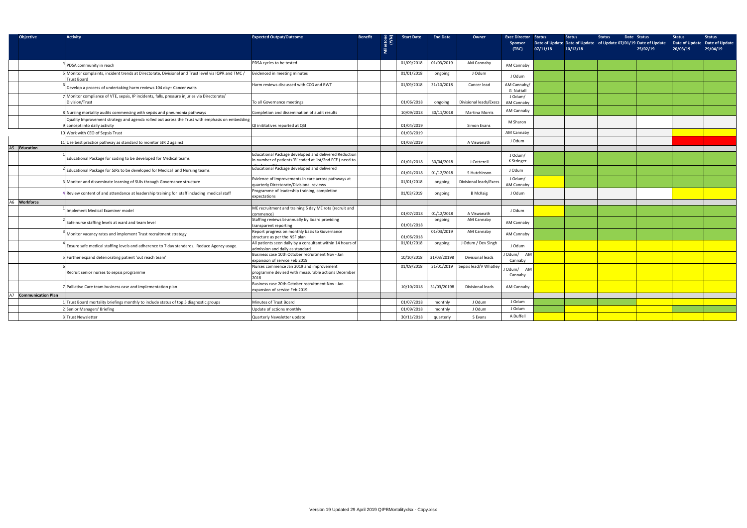| Objective | Activity | Expected Output/Outcome | Benefit | Milestone (Y/N) | Start Date | End Date | Owner | Exec Director Sponsor (TBC) | Status Date of Update 07/11/18 | Status Date of Update 10/12/18 | Status Date of Update 07/01/19 | Status Date of Update 25/02/19 | Status Date of Update 20/03/19 | Status Date of Update 29/04/19 |
|---|---|---|---|---|---|---|---|---|---|---|---|---|---|---|
| | 4 PDSA community in reach | PDSA cycles to be tested | | | 01/09/2018 | 01/03/2019 | AM Cannaby | AM Cannaby | | | | | | |
| | 5 Monitor complaints, incident trends at Directorate, Divisional and Trust level via IQPR and TMC / Trust Board | Evidenced in meeting minutes | | | 01/01/2018 | ongoing | J Odum | J Odum | | | | | | |
| | 6 Develop a process of undertaking harm reviews 104 day+ Cancer waits | Harm reviews discussed with CCG and RWT | | | 01/09/2018 | 31/10/2018 | Cancer lead | AM Cannaby/ G Nuttall | | | | | | |
| | 7 Monitor compliance of VTE, sepsis, IP incidents, falls, pressure injuries via Directorate/ Division/Trust | To all Governance meetings | | | 01/06/2018 | ongoing | Divisional leads/Execs | J Odum/ AM Cannaby | | | | | | |
| | 8 Nursing mortality audits commencing with sepsis and pneumonia pathways | Completion and dissemination of audit results | | | 10/09/2018 | 30/11/2018 | Martina Morris | AM Cannaby | | | | | | |
| | 9 Quality Improvement strategy and agenda rolled out across the Trust with emphasis on embedding concept into daily activity | QI inititatives reported at QSI | | | 01/04/2019 | | Simon Evans | M Sharon | | | | | | |
| | 10 Work with CEO of Sepsis Trust | | | | 01/03/2019 | | | AM Cannaby | | | | | | |
| | 11 Use best practice pathway as standard to monitor SJR 2 against | | | | 01/03/2019 | | A Viswanath | J Odum | | | | | | |
| A5 **Education** | | | | | | | | | | | | | | |
| | 1 Educational Package for coding to be developed for Medical teams | Educational Package developed and delivered Reduction in number of patients 'R' coded at 1st/2nd FCE ( need to | | | 01/01/2018 | 30/04/2018 | J Cotterell | J Odum/ K Stringer | | | | | | |
| | 2 Educational Package for SJRs to be developed for Medical and Nursing teams | Educational Package developed and delivered | | | 01/01/2018 | 01/12/2018 | S Hutchinson | J Odum | | | | | | |
| | 3 Monitor and disseminate learning of SUIs through Governance structure | Evidence of improvements in care across pathways at quarterly Directorate/Divisional reviews | | | 01/01/2018 | ongoing | Divisional leads/Execs | J Odum/ AM Cannaby | | | | | | |
| | 4 Review content of and attendance at leadership training for staff including medical staff | Programme of leadership training, completion expectations | | | 01/03/2019 | ongoing | B McKaig | J Odum | | | | | | |
| A6 **Workforce** | | | | | | | | | | | | | | |
| | 1 Implement Medical Examiner model | ME recruitment and training 5 day ME rota (recruit and commence) | | | 01/07/2018 | 01/12/2018 | A Viswanath | J Odum | | | | | | |
| | 2 Safe nurse staffing levels at ward and team level | Staffing reviews bi-annually by Board providing transparent reporting | | | 01/01/2018 | ongoing | AM Cannaby | AM Cannaby | | | | | | |
| | 3 Monitor vacancy rates and implement Trust recruitment strategy | Report progress on monthly basis to Governance structure as per the NSF plan | | | 01/06/2018 | 01/03/2019 | AM Cannaby | AM Cannaby | | | | | | |
| | 4 Ensure safe medical staffing levels and adherence to 7 day standards. Reduce Agency usage. | All patients seen daily by a consultant within 14 hours of admission and daily as standard | | | 01/01/2018 | ongoing | J Odum / Dev Singh | J Odum | | | | | | |
| | 5 Further expand deteriorating patient 'out reach team' | Business case 10th October recruitment Nov - Jan expansion of service Feb 2019 | | | 10/10/2018 | 31/03/20198 | Divisional leads | J Odum/ AM Cannaby | | | | | | |
| | 6 Recruit senior nurses to sepsis programme | Nurses commence Jan 2019 and improvement programme devised with measurable actions December 2018 | | | 01/09/2018 | 31/01/2019 | Sepsis lead/V Whatley | J Odum/ AM Cannaby | | | | | | |
| | 7 Palliative Care team business case and implementation plan | Business case 20th October recruitment Nov - Jan expansion of service Feb 2019 | | | 10/10/2018 | 31/03/20198 | Divisional leads | AM Cannaby | | | | | | |
| A7 **Communication Plan** | | | | | | | | | | | | | | |
| | 1 Trust Board mortality briefings monthly to include status of top 5 diagnostic groups | Minutes of Trust Board | | | 01/07/2018 | monthly | J Odum | J Odum | | | | | | |
| | 2 Senior Managers' Briefing | Update of actions monthly | | | 01/09/2018 | monthly | J Odum | J Odum | | | | | | |
| | 3 Trust Newsletter | Quarterly Newsletter update | | | 30/11/2018 | quarterly | S Evans | A Duffell | | | | | | |

Version 19 Updated 29 April 2019 QIPBMortalityxlsx - Copy.xlsx